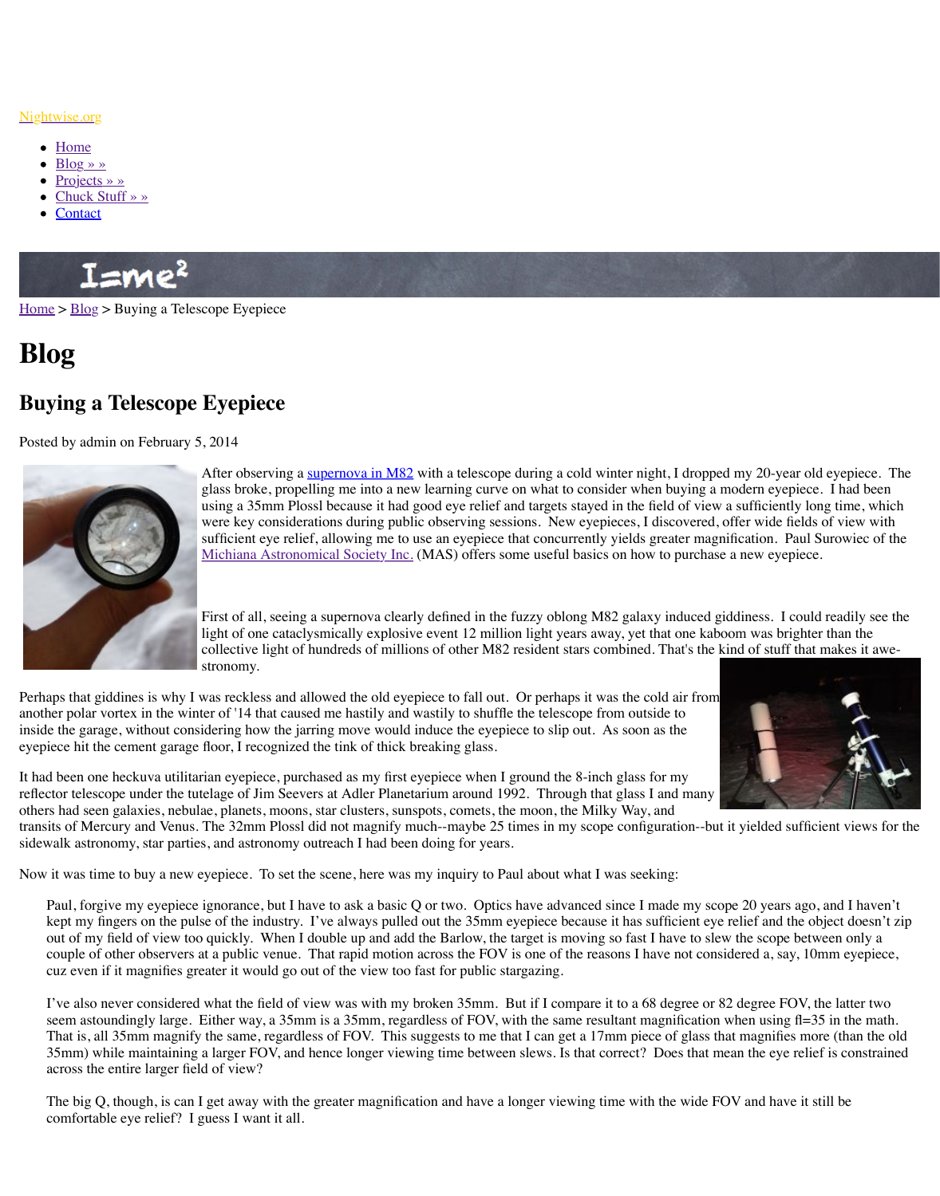Nightwise.org

- Home
- Blog » »
- Projects » »
- Chuck Stuff » »
- Contact

Home > Blog > Buying a Telescope Eyepiece

# Blog

## Buying a Telescope Eyepiece

Posted by admin on February 5, 2014

After observing a supernova in M82 with a telescope during a cold winter night, I dropped my 20-year old eyepiece. The glass broke, propelling me into a new learning curve on what to consider when buying a modern eyepiece. I had been using a 35mm Plossl because it had good eye relief and targets stayed in the field of view a sufficiently long time, which were key considerations during public observing sessions. New eyepieces, I discovered, offer wide fields of view with sufficient eye relief, allowing me to use an eyepiece that concurrently yields greater magnification. Paul Surowiec of the Michiana Astronomical Society Inc. (MAS) offers some useful basics on how to purchase a new eyepiece.

First of all, seeing a supernova clearly defined in the fuzzy oblong M82 galaxy induced giddiness. I could readily see the light of one cataclysmically explosive event 12 million light years away, yet that one kaboom was brighter than the collective light of hundreds of millions of other M82 resident stars combined. That's the kind of stuff that makes it awe-stronomy.

Perhaps that giddiness is why I was reckless and allowed the old eyepiece to fall out. Or perhaps it was the cold air from another polar vortex in the winter of '14 that caused me hastily and wastily to shuffle the telescope from outside to inside the garage, without considering how the jarring move would induce the eyepiece to slip out. As soon as the eyepiece hit the cement garage floor, I recognized the tink of thick breaking glass.

It had been one heckuva utilitarian eyepiece, purchased as my first eyepiece when I ground the 8-inch glass for my reflector telescope under the tutelage of Jim Seevers at Adler Planetarium around 1992. Through that glass I and many others had seen galaxies, nebulae, planets, moons, star clusters, sunspots, comets, the moon, the Milky Way, and transits of Mercury and Venus. The 32mm Plossl did not magnify much--maybe 25 times in my scope configuration--but it yielded sufficient views for the sidewalk astronomy, star parties, and astronomy outreach I had been doing for years.

Now it was time to buy a new eyepiece. To set the scene, here was my inquiry to Paul about what I was seeking:

> Paul, forgive my eyepiece ignorance, but I have to ask a basic Q or two. Optics have advanced since I made my scope 20 years ago, and I haven't kept my fingers on the pulse of the industry. I've always pulled out the 35mm eyepiece because it has sufficient eye relief and the object doesn't zip out of my field of view too quickly. When I double up and add the Barlow, the target is moving so fast I have to slew the scope between only a couple of other observers at a public venue. That rapid motion across the FOV is one of the reasons I have not considered a, say, 10mm eyepiece, cuz even if it magnifies greater it would go out of the view too fast for public stargazing.
>
> I've also never considered what the field of view was with my broken 35mm. But if I compare it to a 68 degree or 82 degree FOV, the latter two seem astoundingly large. Either way, a 35mm is a 35mm, regardless of FOV, with the same resultant magnification when using fl=35 in the math. That is, all 35mm magnify the same, regardless of FOV. This suggests to me that I can get a 17mm piece of glass that magnifies more (than the old 35mm) while maintaining a larger FOV, and hence longer viewing time between slews. Is that correct? Does that mean the eye relief is constrained across the entire larger field of view?
>
> The big Q, though, is can I get away with the greater magnification and have a longer viewing time with the wide FOV and have it still be comfortable eye relief? I guess I want it all.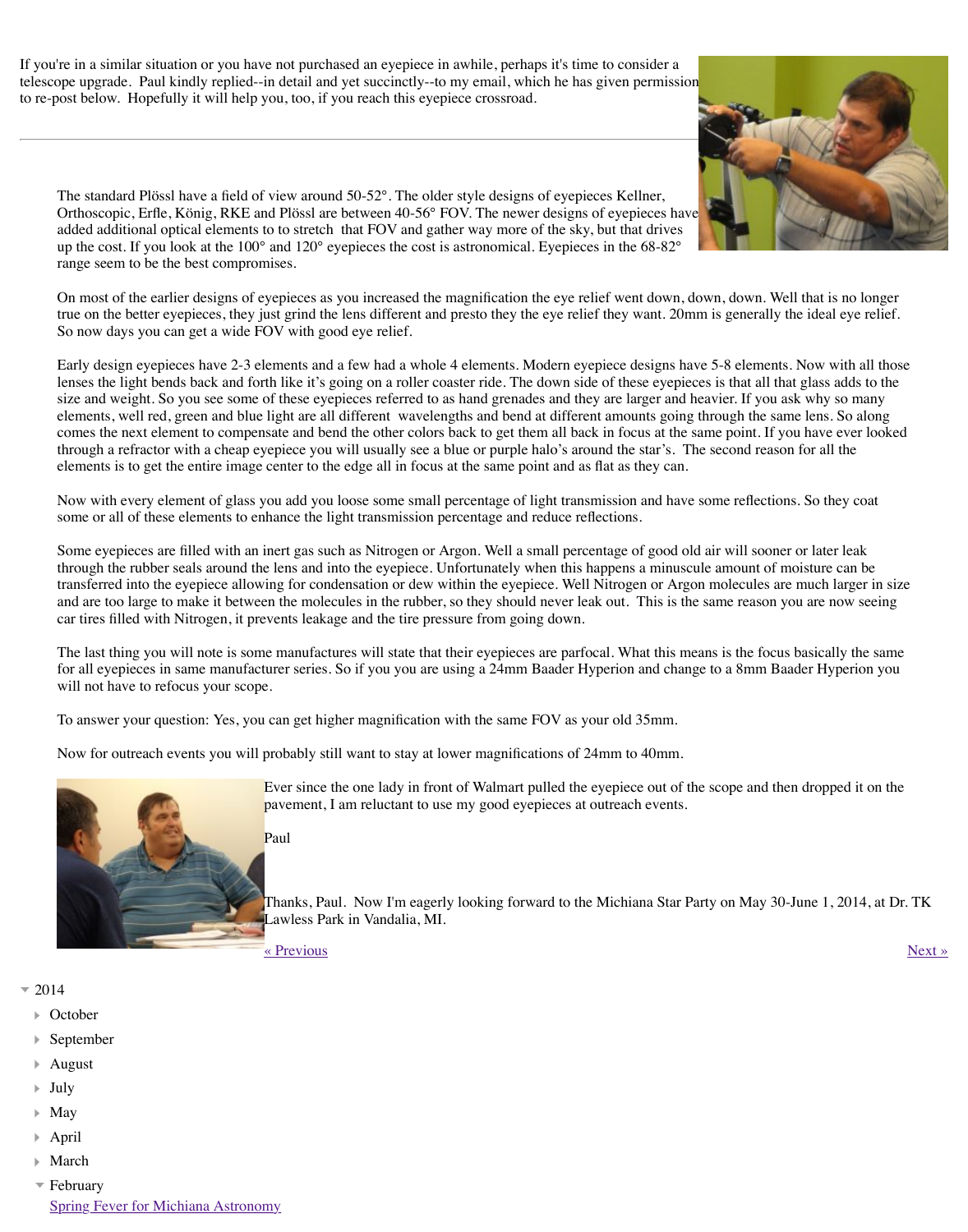If you're in a similar situation or you have not purchased an eyepiece in awhile, perhaps it's time to consider a telescope upgrade. Paul kindly replied--in detail and yet succinctly--to my email, which he has given permission to re-post below. Hopefully it will help you, too, if you reach this eyepiece crossroad.

---

> The standard Plössl have a field of view around 50-52°. The older style designs of eyepieces Kellner, Orthoscopic, Erfle, König, RKE and Plössl are between 40-56° FOV. The newer designs of eyepieces have added additional optical elements to to stretch that FOV and gather way more of the sky, but that drives up the cost. If you look at the 100° and 120° eyepieces the cost is astronomical. Eyepieces in the 68-82° range seem to be the best compromises.
>
> On most of the earlier designs of eyepieces as you increased the magnification the eye relief went down, down, down. Well that is no longer true on the better eyepieces, they just grind the lens different and presto they the eye relief they want. 20mm is generally the ideal eye relief. So now days you can get a wide FOV with good eye relief.
>
> Early design eyepieces have 2-3 elements and a few had a whole 4 elements. Modern eyepiece designs have 5-8 elements. Now with all those lenses the light bends back and forth like it's going on a roller coaster ride. The down side of these eyepieces is that all that glass adds to the size and weight. So you see some of these eyepieces referred to as hand grenades and they are larger and heavier. If you ask why so many elements, well red, green and blue light are all different wavelengths and bend at different amounts going through the same lens. So along comes the next element to compensate and bend the other colors back to get them all back in focus at the same point. If you have ever looked through a refractor with a cheap eyepiece you will usually see a blue or purple halo's around the star's. The second reason for all the elements is to get the entire image center to the edge all in focus at the same point and as flat as they can.
>
> Now with every element of glass you add you loose some small percentage of light transmission and have some reflections. So they coat some or all of these elements to enhance the light transmission percentage and reduce reflections.
>
> Some eyepieces are filled with an inert gas such as Nitrogen or Argon. Well a small percentage of good old air will sooner or later leak through the rubber seals around the lens and into the eyepiece. Unfortunately when this happens a minuscule amount of moisture can be transferred into the eyepiece allowing for condensation or dew within the eyepiece. Well Nitrogen or Argon molecules are much larger in size and are too large to make it between the molecules in the rubber, so they should never leak out. This is the same reason you are now seeing car tires filled with Nitrogen, it prevents leakage and the tire pressure from going down.
>
> The last thing you will note is some manufactures will state that their eyepieces are parfocal. What this means is the focus basically the same for all eyepieces in same manufacturer series. So if you you are using a 24mm Baader Hyperion and change to a 8mm Baader Hyperion you will not have to refocus your scope.
>
> To answer your question: Yes, you can get higher magnification with the same FOV as your old 35mm.
>
> Now for outreach events you will probably still want to stay at lower magnifications of 24mm to 40mm.
>
> Ever since the one lady in front of Walmart pulled the eyepiece out of the scope and then dropped it on the pavement, I am reluctant to use my good eyepieces at outreach events.
>
> Paul

Thanks, Paul. Now I'm eagerly looking forward to the Michiana Star Party on May 30-June 1, 2014, at Dr. TK Lawless Park in Vandalia, MI.

[« Previous] [Next »]

- 2014
  - October
  - September
  - August
  - July
  - May
  - April
  - March
  - February
    - Spring Fever for Michiana Astronomy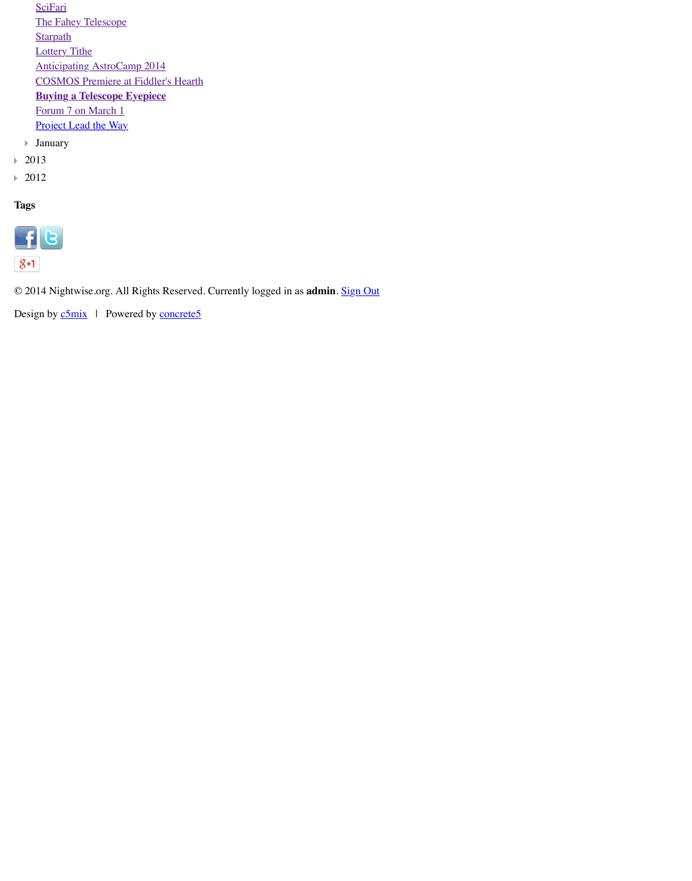- SciFari
- The Fahey Telescope
- Starpath
- Lottery Tithe
- Anticipating AstroCamp 2014
- COSMOS Premiere at Fiddler's Hearth
- **Buying a Telescope Eyepiece**
- Forum 7 on March 1
- Project Lead the Way

- January
- 2013
- 2012

**Tags**

© 2014 Nightwise.org. All Rights Reserved. Currently logged in as **admin**. Sign Out

Design by c5mix | Powered by concrete5